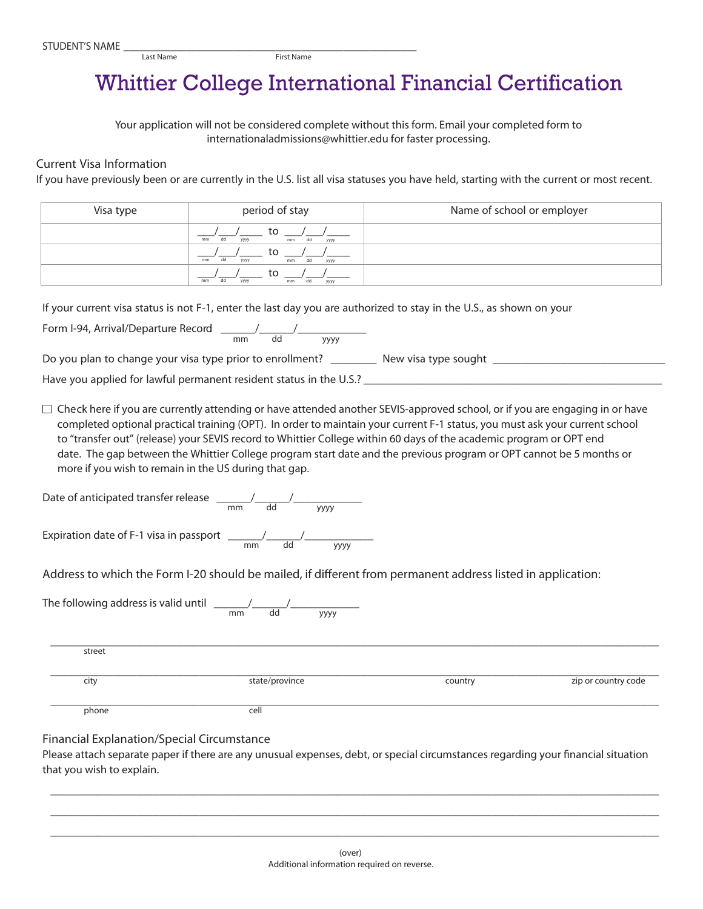STUDENT'S NAME ____________________________________________
Last Name First Name

# Whittier College International Financial Certification

Your application will not be considered complete without this form. Email your completed form to internationaladmissions@whittier.edu for faster processing.

## Current Visa Information

If you have previously been or are currently in the U.S. list all visa statuses you have held, starting with the current or most recent.

| Visa type | period of stay | Name of school or employer |
|---|---|---|
| | ___/___/_____ to ___/___/_____ (mm dd yyyy) | |
| | ___/___/_____ to ___/___/_____ (mm dd yyyy) | |
| | ___/___/_____ to ___/___/_____ (mm dd yyyy) | |

If your current visa status is not F-1, enter the last day you are authorized to stay in the U.S., as shown on your

Form I-94, Arrival/Departure Record ______/______/____________ (mm dd yyyy)

Do you plan to change your visa type prior to enrollment? ________ New visa type sought ______________________________

Have you applied for lawful permanent resident status in the U.S.? ______________________________________________________

☐ Check here if you are currently attending or have attended another SEVIS-approved school, or if you are engaging in or have completed optional practical training (OPT). In order to maintain your current F-1 status, you must ask your current school to "transfer out" (release) your SEVIS record to Whittier College within 60 days of the academic program or OPT end date. The gap between the Whittier College program start date and the previous program or OPT cannot be 5 months or more if you wish to remain in the US during that gap.

Date of anticipated transfer release ______/______/____________ (mm dd yyyy)

Expiration date of F-1 visa in passport ______/______/____________ (mm dd yyyy)

Address to which the Form I-20 should be mailed, if different from permanent address listed in application:

The following address is valid until ______/______/____________ (mm dd yyyy)

____________________________________________________________________________
street

____________________________________________________________________________
city state/province country zip or country code

____________________________________________________________________________
phone cell

## Financial Explanation/Special Circumstance

Please attach separate paper if there are any unusual expenses, debt, or special circumstances regarding your financial situation that you wish to explain.

____________________________________________________________________________

____________________________________________________________________________

____________________________________________________________________________

(over)
Additional information required on reverse.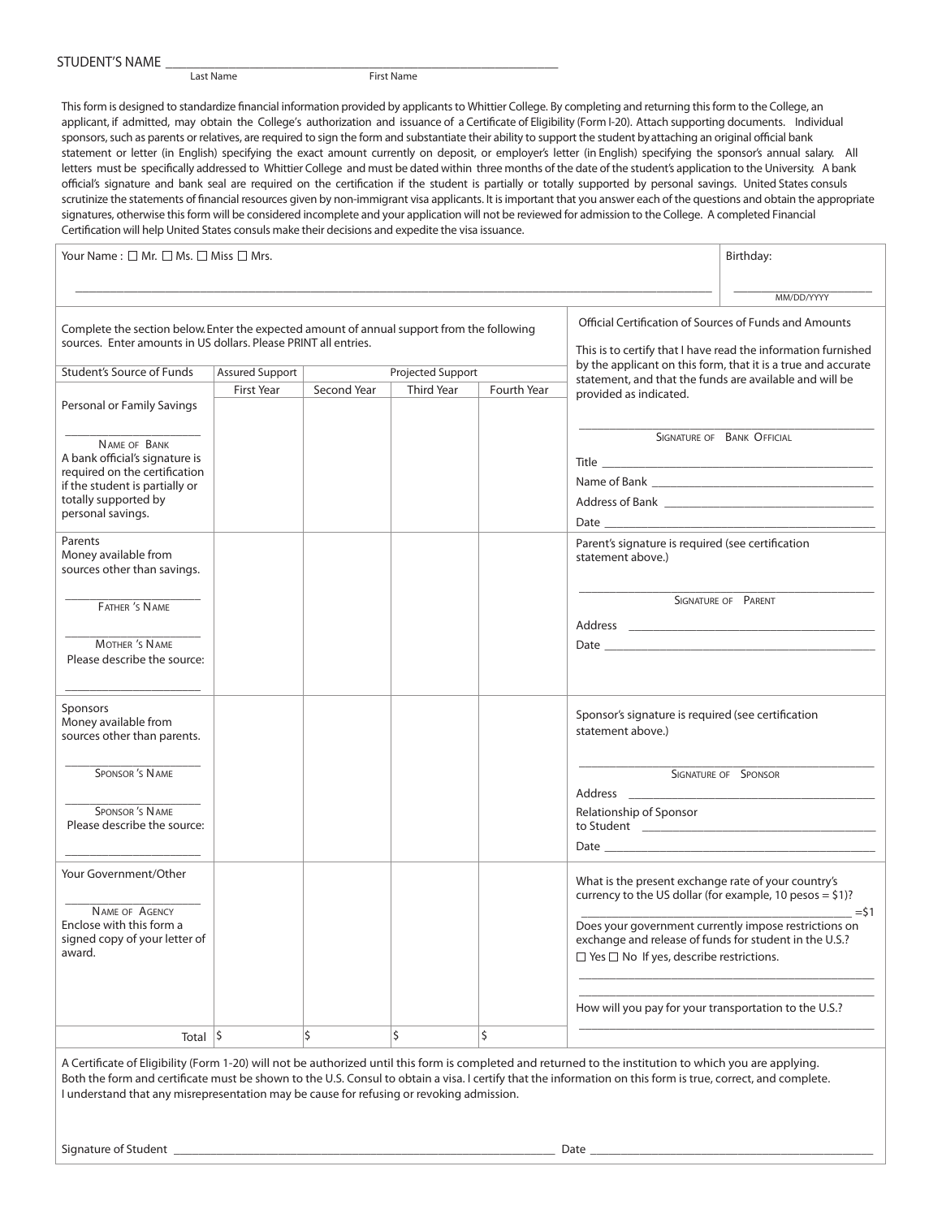STUDENT'S NAME ______________________________________________

Last Name First Name

This form is designed to standardize financial information provided by applicants to Whittier College. By completing and returning this form to the College, an applicant, if admitted, may obtain the College's authorization and issuance of a Certificate of Eligibility (Form I-20). Attach supporting documents. Individual sponsors, such as parents or relatives, are required to sign the form and substantiate their ability to support the student by attaching an original official bank statement or letter (in English) specifying the exact amount currently on deposit, or employer's letter (in English) specifying the sponsor's annual salary. All letters must be specifically addressed to Whittier College and must be dated within three months of the date of the student's application to the University. A bank official's signature and bank seal are required on the certification if the student is partially or totally supported by personal savings. United States consuls scrutinize the statements of financial resources given by non-immigrant visa applicants. It is important that you answer each of the questions and obtain the appropriate signatures, otherwise this form will be considered incomplete and your application will not be reviewed for admission to the College. A completed Financial Certification will help United States consuls make their decisions and expedite the visa issuance.

Your Name : ☐ Mr. ☐ Ms. ☐ Miss ☐ Mrs.

______________________________________________

Birthday: ____________ MM/DD/YYYY

Complete the section below. Enter the expected amount of annual support from the following sources. Enter amounts in US dollars. Please PRINT all entries.

| Student's Source of Funds | Assured Support | Projected Support | | | Official Certification of Sources of Funds and Amounts |
|---|---|---|---|---|---|
| | First Year | Second Year | Third Year | Fourth Year | |
| Personal or Family Savings<br><br>________________<br>NAME OF BANK<br>A bank official's signature is required on the certification if the student is partially or totally supported by personal savings. | | | | | This is to certify that I have read the information furnished by the applicant on this form, that it is a true and accurate statement, and that the funds are available and will be provided as indicated.<br><br>________________<br>SIGNATURE OF BANK OFFICIAL<br>Title ________________<br>Name of Bank ________________<br>Address of Bank ________________<br>Date ________________ |
| Parents<br>Money available from sources other than savings.<br><br>________________<br>FATHER 'S NAME<br>________________<br>MOTHER 'S NAME<br>Please describe the source:<br>________________ | | | | | Parent's signature is required (see certification statement above.)<br><br>________________<br>SIGNATURE OF PARENT<br>Address ________________<br>Date ________________ |
| Sponsors<br>Money available from sources other than parents.<br><br>________________<br>SPONSOR 'S NAME<br>________________<br>SPONSOR 'S NAME<br>Please describe the source:<br>________________ | | | | | Sponsor's signature is required (see certification statement above.)<br><br>________________<br>SIGNATURE OF SPONSOR<br>Address ________________<br>Relationship of Sponsor to Student ________________<br>Date ________________ |
| Your Government/Other<br><br>________________<br>NAME OF AGENCY<br>Enclose with this form a signed copy of your letter of award. | | | | | What is the present exchange rate of your country's currency to the US dollar (for example, 10 pesos = $1)?<br>________________ =$1<br>Does your government currently impose restrictions on exchange and release of funds for student in the U.S.?<br>☐ Yes ☐ No If yes, describe restrictions.<br>________________<br>________________<br>How will you pay for your transportation to the U.S.?<br>________________ |
| Total | $ | $ | $ | $ | |

A Certificate of Eligibility (Form 1-20) will not be authorized until this form is completed and returned to the institution to which you are applying. Both the form and certificate must be shown to the U.S. Consul to obtain a visa. I certify that the information on this form is true, correct, and complete. I understand that any misrepresentation may be cause for refusing or revoking admission.

Signature of Student ______________________________ Date ______________________________